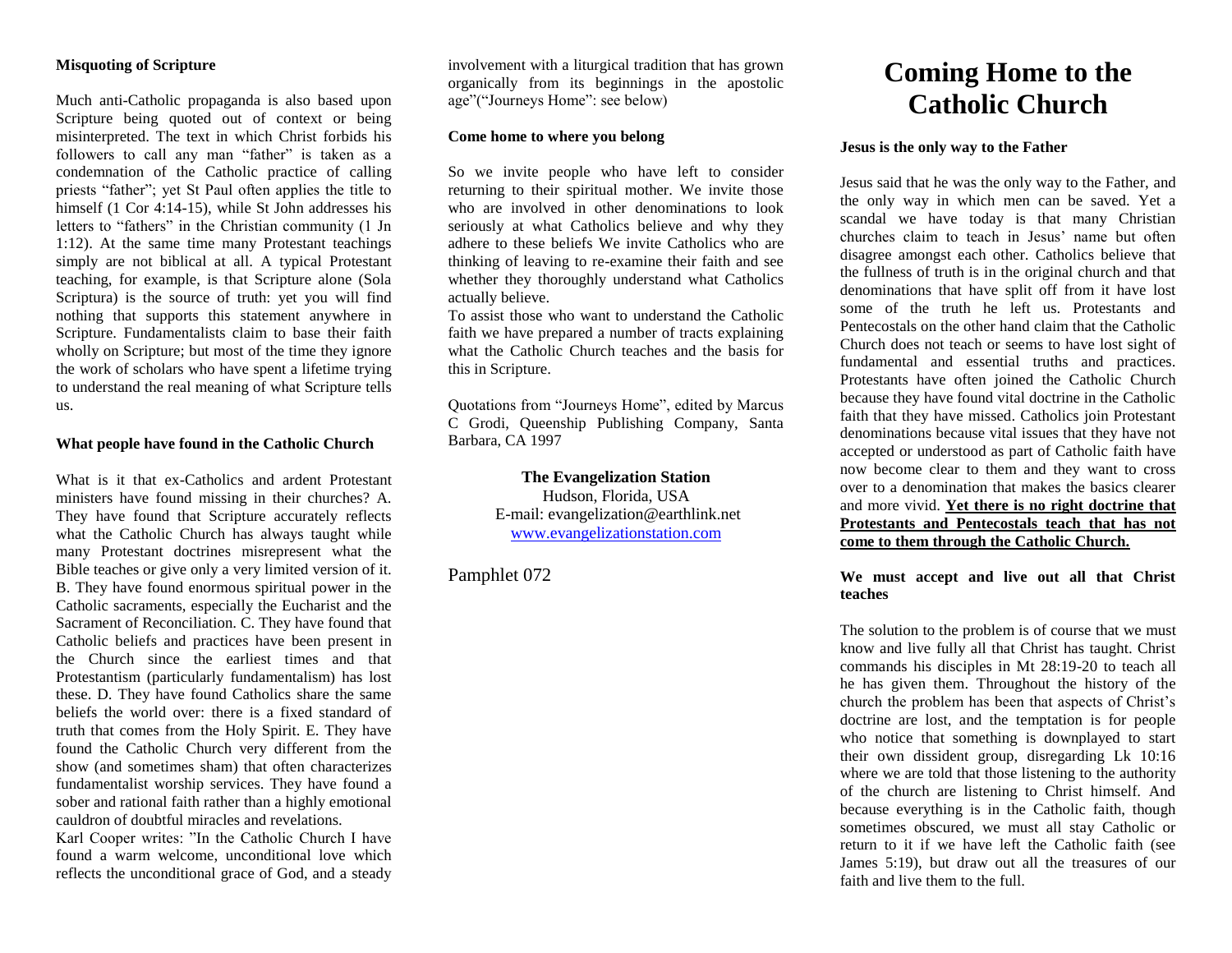# Coming Home to the Catholic Church

**Jesus is the only way to the Father**

Jesus said that he was the only way to the Father, and the only way in which men can be saved. Yet a scandal we have today is that many Christian churches claim to teach in Jesus' name but often disagree amongst each other. Catholics believe that the fullness of truth is in the original church and that denominations that have split off from it have lost some of the truth he left us. Protestants and Pentecostals on the other hand claim that the Catholic Church does not teach or seems to have lost sight of fundamental and essential truths and practices. Protestants have often joined the Catholic Church because they have found vital doctrine in the Catholic faith that they have missed. Catholics join Protestant denominations because vital issues that they have not accepted or understood as part of Catholic faith have now become clear to them and they want to cross over to a denomination that makes the basics clearer and more vivid. **Yet there is no right doctrine that Protestants and Pentecostals teach that has not come to them through the Catholic Church.**

**We must accept and live out all that Christ teaches**

The solution to the problem is of course that we must know and live fully all that Christ has taught. Christ commands his disciples in Mt 28:19-20 to teach all he has given them. Throughout the history of the church the problem has been that aspects of Christ's doctrine are lost, and the temptation is for people who notice that something is downplayed to start their own dissident group, disregarding Lk 10:16 where we are told that those listening to the authority of the church are listening to Christ himself. And because everything is in the Catholic faith, though sometimes obscured, we must all stay Catholic or return to it if we have left the Catholic faith (see James 5:19), but draw out all the treasures of our faith and live them to the full.

**Misquoting of Scripture**

Much anti-Catholic propaganda is also based upon Scripture being quoted out of context or being misinterpreted. The text in which Christ forbids his followers to call any man "father" is taken as a condemnation of the Catholic practice of calling priests "father"; yet St Paul often applies the title to himself (1 Cor 4:14-15), while St John addresses his letters to "fathers" in the Christian community (1 Jn 1:12). At the same time many Protestant teachings simply are not biblical at all. A typical Protestant teaching, for example, is that Scripture alone (Sola Scriptura) is the source of truth: yet you will find nothing that supports this statement anywhere in Scripture. Fundamentalists claim to base their faith wholly on Scripture; but most of the time they ignore the work of scholars who have spent a lifetime trying to understand the real meaning of what Scripture tells us.

**What people have found in the Catholic Church**

What is it that ex-Catholics and ardent Protestant ministers have found missing in their churches? A. They have found that Scripture accurately reflects what the Catholic Church has always taught while many Protestant doctrines misrepresent what the Bible teaches or give only a very limited version of it. B. They have found enormous spiritual power in the Catholic sacraments, especially the Eucharist and the Sacrament of Reconciliation. C. They have found that Catholic beliefs and practices have been present in the Church since the earliest times and that Protestantism (particularly fundamentalism) has lost these. D. They have found Catholics share the same beliefs the world over: there is a fixed standard of truth that comes from the Holy Spirit. E. They have found the Catholic Church very different from the show (and sometimes sham) that often characterizes fundamentalist worship services. They have found a sober and rational faith rather than a highly emotional cauldron of doubtful miracles and revelations.

Karl Cooper writes: "In the Catholic Church I have found a warm welcome, unconditional love which reflects the unconditional grace of God, and a steady involvement with a liturgical tradition that has grown organically from its beginnings in the apostolic age"("Journeys Home": see below)

**Come home to where you belong**

So we invite people who have left to consider returning to their spiritual mother. We invite those who are involved in other denominations to look seriously at what Catholics believe and why they adhere to these beliefs We invite Catholics who are thinking of leaving to re-examine their faith and see whether they thoroughly understand what Catholics actually believe.

To assist those who want to understand the Catholic faith we have prepared a number of tracts explaining what the Catholic Church teaches and the basis for this in Scripture.

Quotations from "Journeys Home", edited by Marcus C Grodi, Queenship Publishing Company, Santa Barbara, CA 1997

**The Evangelization Station**
Hudson, Florida, USA
E-mail: evangelization@earthlink.net
www.evangelizationstation.com

Pamphlet 072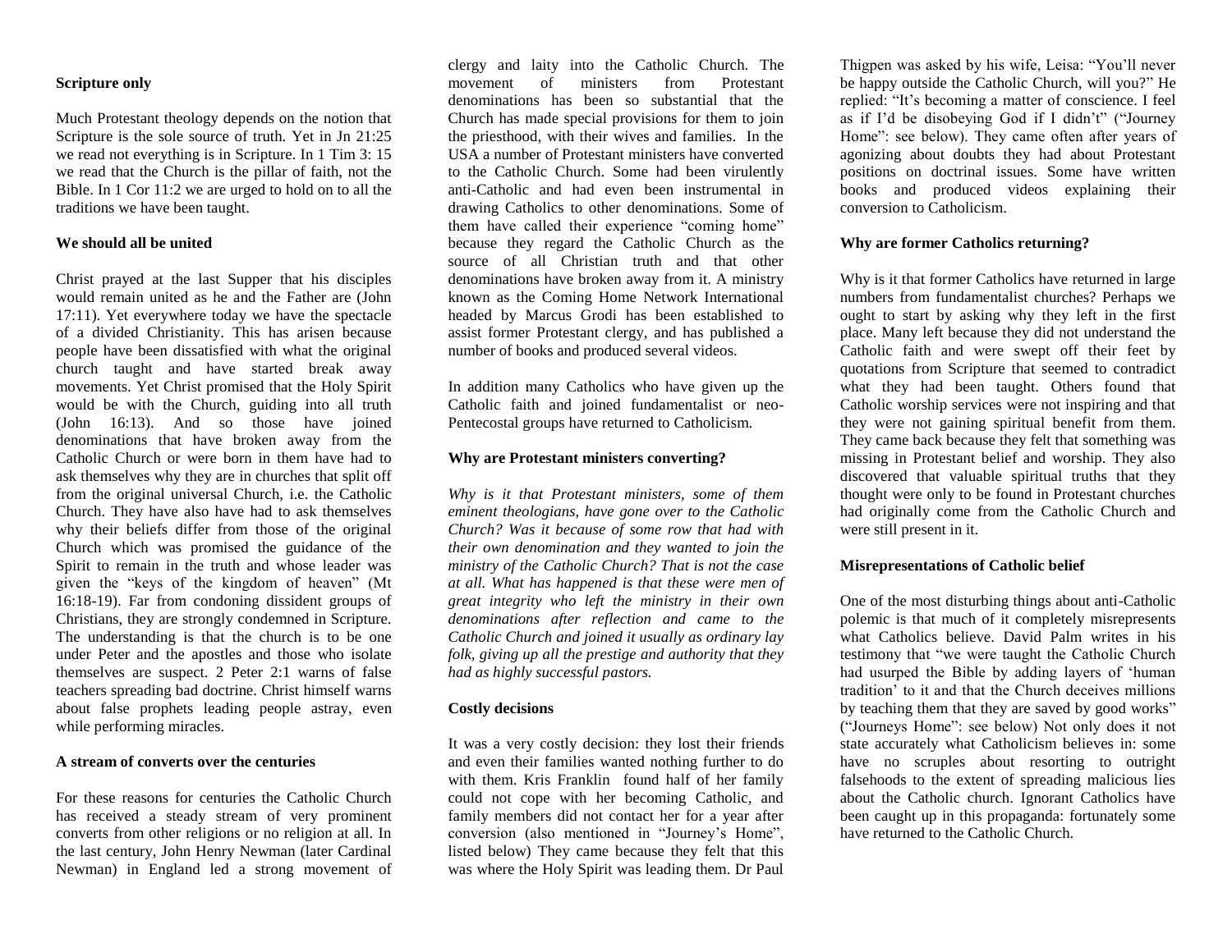**Scripture only**

Much Protestant theology depends on the notion that Scripture is the sole source of truth. Yet in Jn 21:25 we read not everything is in Scripture. In 1 Tim 3: 15 we read that the Church is the pillar of faith, not the Bible. In 1 Cor 11:2 we are urged to hold on to all the traditions we have been taught.

**We should all be united**

Christ prayed at the last Supper that his disciples would remain united as he and the Father are (John 17:11). Yet everywhere today we have the spectacle of a divided Christianity. This has arisen because people have been dissatisfied with what the original church taught and have started break away movements. Yet Christ promised that the Holy Spirit would be with the Church, guiding into all truth (John 16:13). And so those have joined denominations that have broken away from the Catholic Church or were born in them have had to ask themselves why they are in churches that split off from the original universal Church, i.e. the Catholic Church. They have also have had to ask themselves why their beliefs differ from those of the original Church which was promised the guidance of the Spirit to remain in the truth and whose leader was given the "keys of the kingdom of heaven" (Mt 16:18-19). Far from condoning dissident groups of Christians, they are strongly condemned in Scripture. The understanding is that the church is to be one under Peter and the apostles and those who isolate themselves are suspect. 2 Peter 2:1 warns of false teachers spreading bad doctrine. Christ himself warns about false prophets leading people astray, even while performing miracles.

**A stream of converts over the centuries**

For these reasons for centuries the Catholic Church has received a steady stream of very prominent converts from other religions or no religion at all. In the last century, John Henry Newman (later Cardinal Newman) in England led a strong movement of clergy and laity into the Catholic Church. The movement of ministers from Protestant denominations has been so substantial that the Church has made special provisions for them to join the priesthood, with their wives and families. In the USA a number of Protestant ministers have converted to the Catholic Church. Some had been virulently anti-Catholic and had even been instrumental in drawing Catholics to other denominations. Some of them have called their experience "coming home" because they regard the Catholic Church as the source of all Christian truth and that other denominations have broken away from it. A ministry known as the Coming Home Network International headed by Marcus Grodi has been established to assist former Protestant clergy, and has published a number of books and produced several videos.

In addition many Catholics who have given up the Catholic faith and joined fundamentalist or neo-Pentecostal groups have returned to Catholicism.

**Why are Protestant ministers converting?**

*Why is it that Protestant ministers, some of them eminent theologians, have gone over to the Catholic Church? Was it because of some row that had with their own denomination and they wanted to join the ministry of the Catholic Church? That is not the case at all. What has happened is that these were men of great integrity who left the ministry in their own denominations after reflection and came to the Catholic Church and joined it usually as ordinary lay folk, giving up all the prestige and authority that they had as highly successful pastors.*

**Costly decisions**

It was a very costly decision: they lost their friends and even their families wanted nothing further to do with them. Kris Franklin found half of her family could not cope with her becoming Catholic, and family members did not contact her for a year after conversion (also mentioned in "Journey's Home", listed below) They came because they felt that this was where the Holy Spirit was leading them. Dr Paul Thigpen was asked by his wife, Leisa: "You'll never be happy outside the Catholic Church, will you?" He replied: "It's becoming a matter of conscience. I feel as if I'd be disobeying God if I didn't" ("Journey Home": see below). They came often after years of agonizing about doubts they had about Protestant positions on doctrinal issues. Some have written books and produced videos explaining their conversion to Catholicism.

**Why are former Catholics returning?**

Why is it that former Catholics have returned in large numbers from fundamentalist churches? Perhaps we ought to start by asking why they left in the first place. Many left because they did not understand the Catholic faith and were swept off their feet by quotations from Scripture that seemed to contradict what they had been taught. Others found that Catholic worship services were not inspiring and that they were not gaining spiritual benefit from them. They came back because they felt that something was missing in Protestant belief and worship. They also discovered that valuable spiritual truths that they thought were only to be found in Protestant churches had originally come from the Catholic Church and were still present in it.

**Misrepresentations of Catholic belief**

One of the most disturbing things about anti-Catholic polemic is that much of it completely misrepresents what Catholics believe. David Palm writes in his testimony that "we were taught the Catholic Church had usurped the Bible by adding layers of 'human tradition' to it and that the Church deceives millions by teaching them that they are saved by good works" ("Journeys Home": see below) Not only does it not state accurately what Catholicism believes in: some have no scruples about resorting to outright falsehoods to the extent of spreading malicious lies about the Catholic church. Ignorant Catholics have been caught up in this propaganda: fortunately some have returned to the Catholic Church.